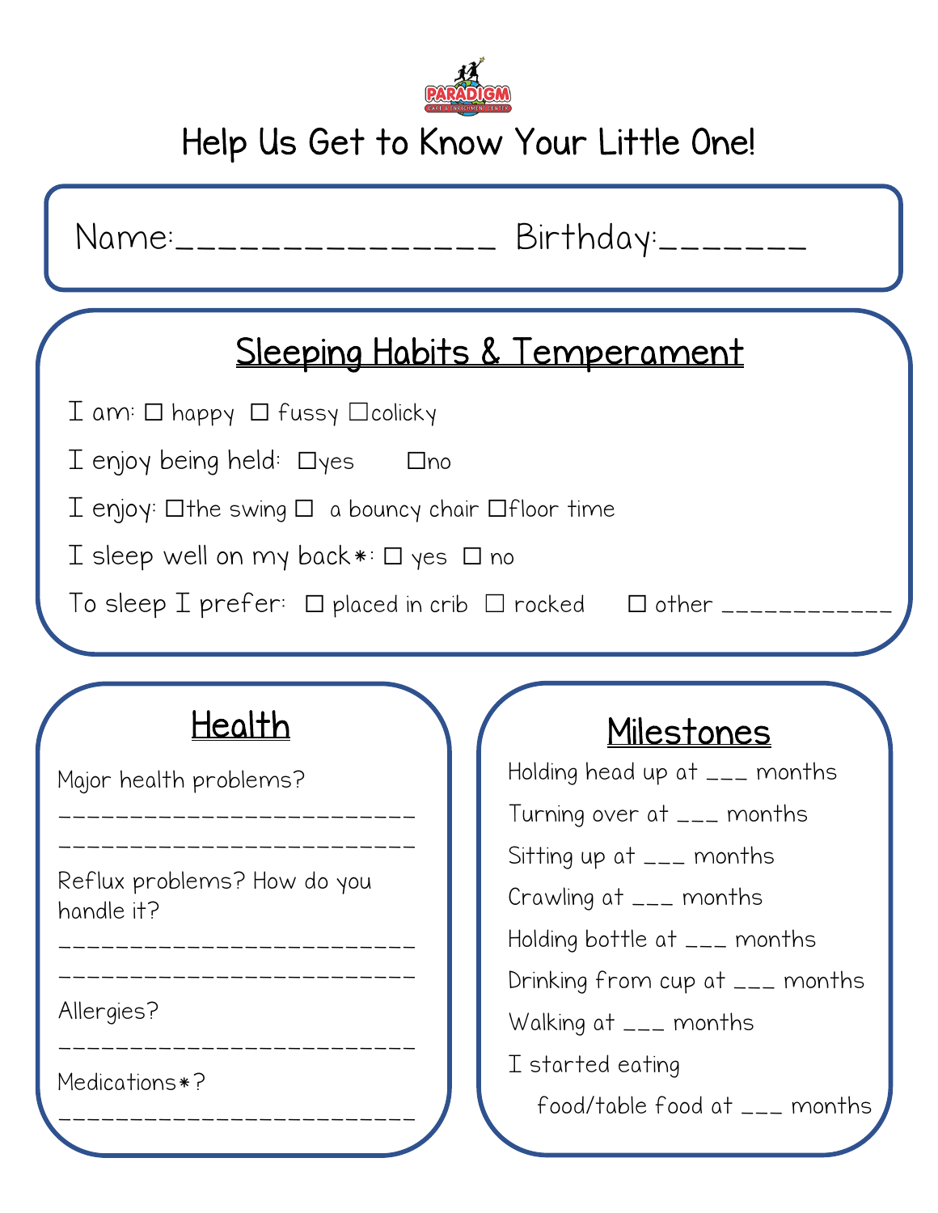# Help Us Get to Know Your Little One!

Name:_______________ Birthday:_______

## Sleeping Habits & Temperament

I am: ☐ happy ☐ fussy ☐colicky

I enjoy being held: ☐yes ☐no

I enjoy: ☐the swing ☐ a bouncy chair ☐floor time

I sleep well on my back*: ☐ yes ☐ no

To sleep I prefer: ☐ placed in crib ☐ rocked ☐ other ____________

## Health

Major health problems?

_________________________

_________________________

Reflux problems? How do you handle it?

_________________________

_________________________

Allergies?

_________________________

Medications*?

_________________________

## Milestones

Holding head up at ___ months

Turning over at ___ months

Sitting up at ___ months

Crawling at ___ months

Holding bottle at ___ months

Drinking from cup at ___ months

Walking at ___ months

I started eating food/table food at ___ months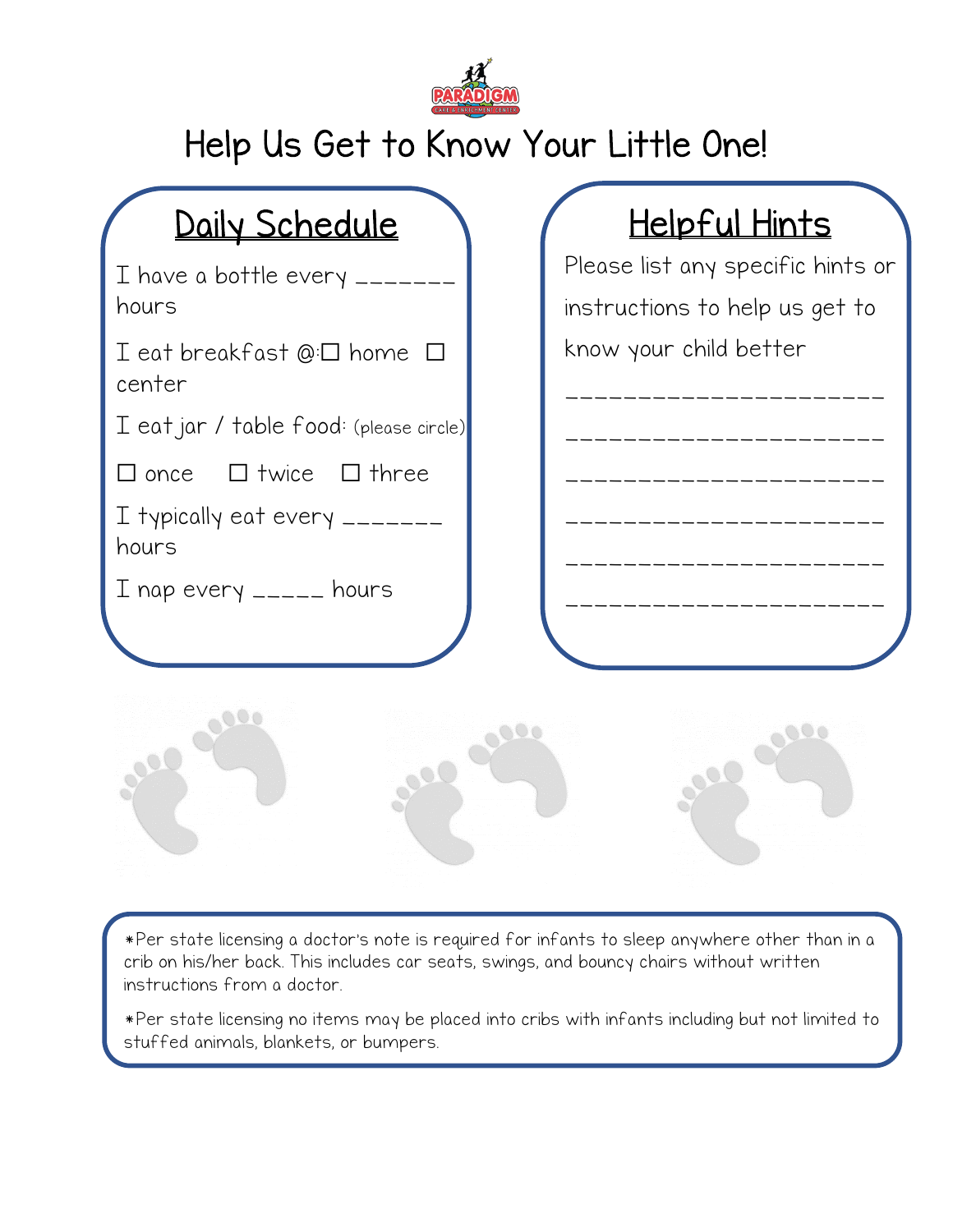PARADIGM CARE & ENRICHMENT CENTER

# Help Us Get to Know Your Little One!

## Daily Schedule

I have a bottle every _______ hours

I eat breakfast @: ☐ home ☐ center

I eat jar / table food: (please circle)

☐ once ☐ twice ☐ three

I typically eat every _______ hours

I nap every _____ hours

## Helpful Hints

Please list any specific hints or instructions to help us get to know your child better

_______________________

_______________________

_______________________

_______________________

_______________________

_______________________

*Per state licensing a doctor's note is required for infants to sleep anywhere other than in a crib on his/her back. This includes car seats, swings, and bouncy chairs without written instructions from a doctor.

*Per state licensing no items may be placed into cribs with infants including but not limited to stuffed animals, blankets, or bumpers.